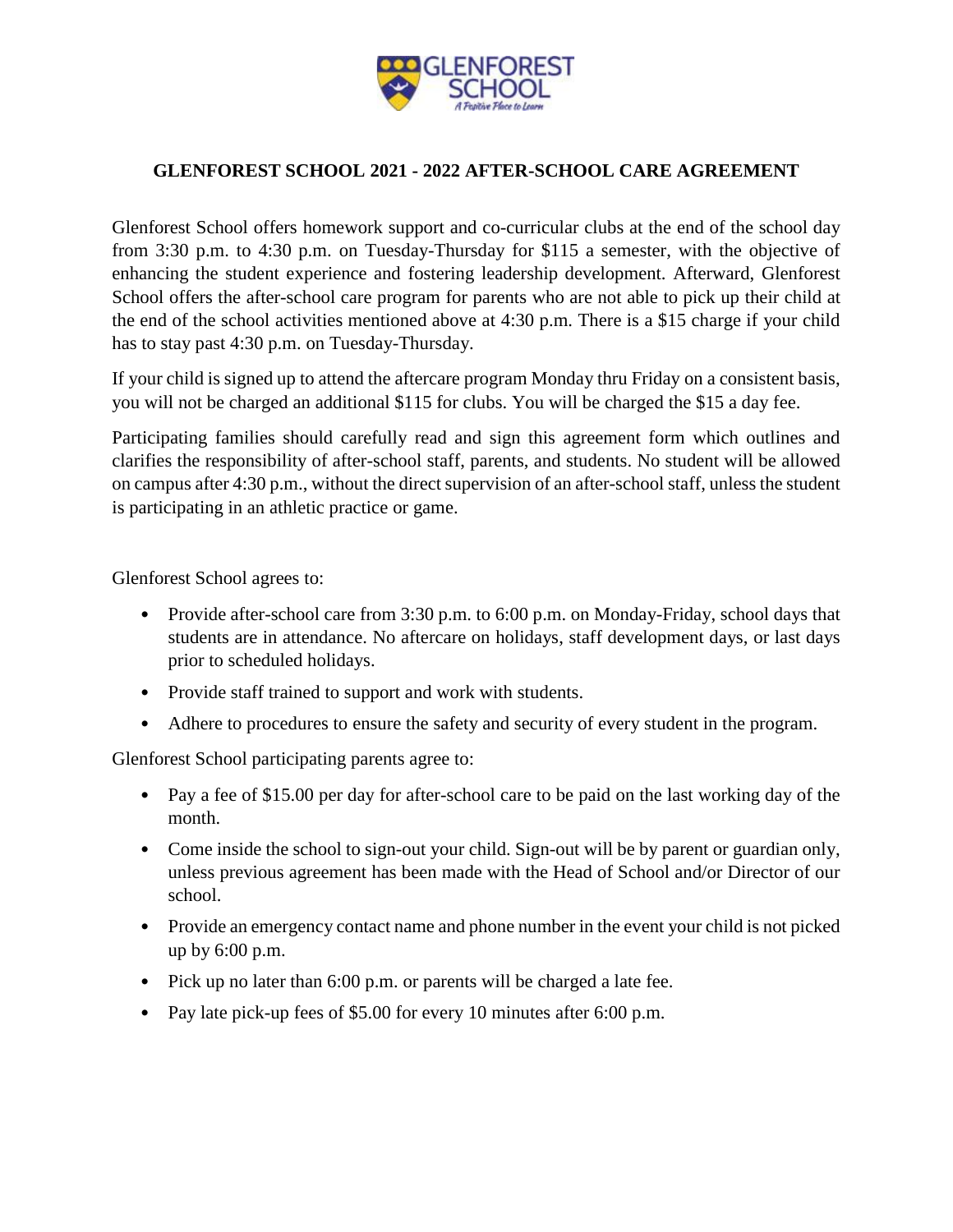# GLENFOREST SCHOOL 2021 - 2022 AFTER-SCHOOL CARE AGREEMENT

Glenforest School offers homework support and co-curricular clubs at the end of the school day from 3:30 p.m. to 4:30 p.m. on Tuesday-Thursday for $115 a semester, with the objective of enhancing the student experience and fostering leadership development. Afterward, Glenforest School offers the after-school care program for parents who are not able to pick up their child at the end of the school activities mentioned above at 4:30 p.m. There is a $15 charge if your child has to stay past 4:30 p.m. on Tuesday-Thursday.

If your child is signed up to attend the aftercare program Monday thru Friday on a consistent basis, you will not be charged an additional $115 for clubs. You will be charged the $15 a day fee.

Participating families should carefully read and sign this agreement form which outlines and clarifies the responsibility of after-school staff, parents, and students. No student will be allowed on campus after 4:30 p.m., without the direct supervision of an after-school staff, unless the student is participating in an athletic practice or game.

Glenforest School agrees to:

- Provide after-school care from 3:30 p.m. to 6:00 p.m. on Monday-Friday, school days that students are in attendance. No aftercare on holidays, staff development days, or last days prior to scheduled holidays.
- Provide staff trained to support and work with students.
- Adhere to procedures to ensure the safety and security of every student in the program.

Glenforest School participating parents agree to:

- Pay a fee of $15.00 per day for after-school care to be paid on the last working day of the month.
- Come inside the school to sign-out your child. Sign-out will be by parent or guardian only, unless previous agreement has been made with the Head of School and/or Director of our school.
- Provide an emergency contact name and phone number in the event your child is not picked up by 6:00 p.m.
- Pick up no later than 6:00 p.m. or parents will be charged a late fee.
- Pay late pick-up fees of $5.00 for every 10 minutes after 6:00 p.m.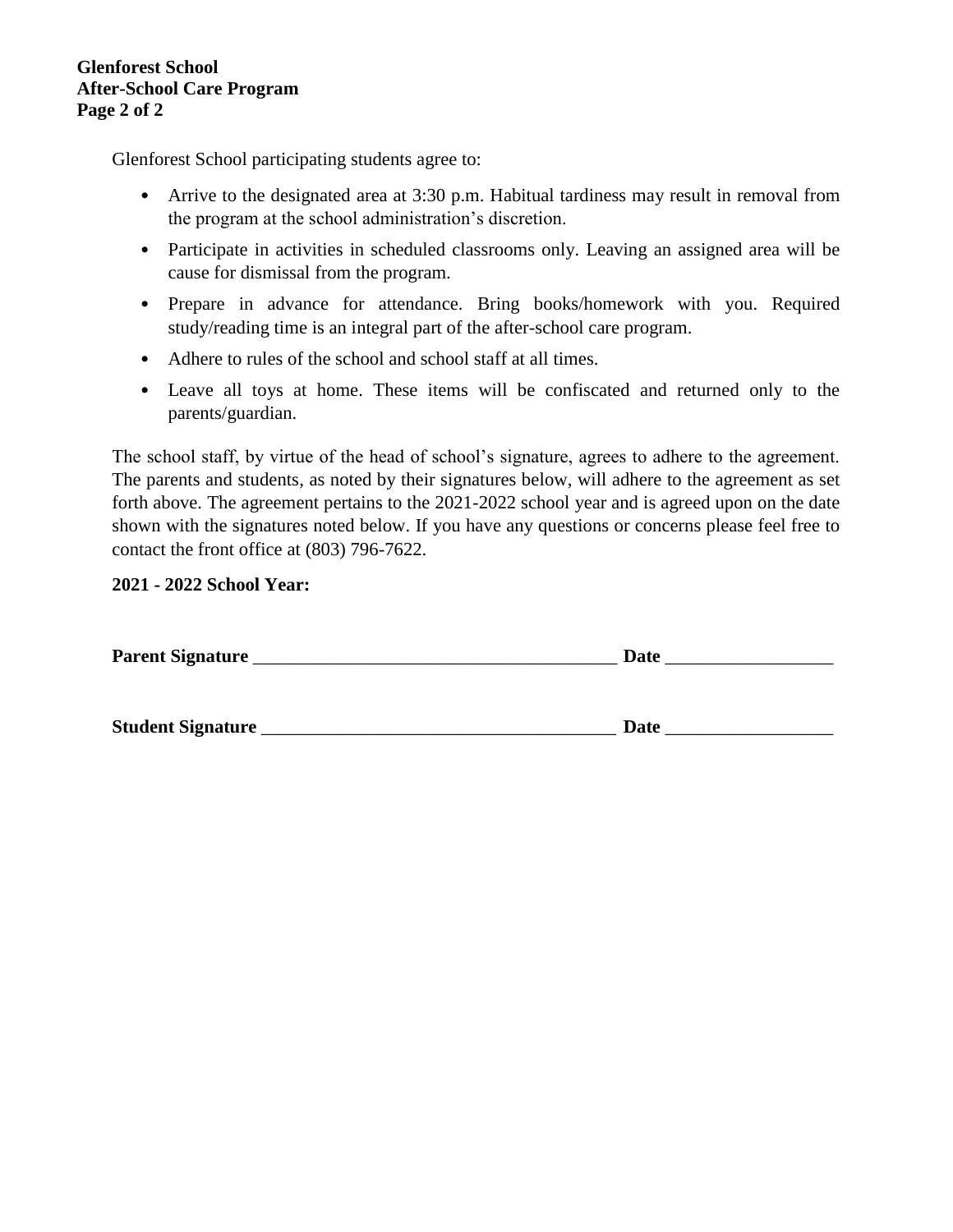Glenforest School participating students agree to:

- Arrive to the designated area at 3:30 p.m. Habitual tardiness may result in removal from the program at the school administration's discretion.
- Participate in activities in scheduled classrooms only. Leaving an assigned area will be cause for dismissal from the program.
- Prepare in advance for attendance. Bring books/homework with you. Required study/reading time is an integral part of the after-school care program.
- Adhere to rules of the school and school staff at all times.
- Leave all toys at home. These items will be confiscated and returned only to the parents/guardian.

The school staff, by virtue of the head of school's signature, agrees to adhere to the agreement. The parents and students, as noted by their signatures below, will adhere to the agreement as set forth above. The agreement pertains to the 2021-2022 school year and is agreed upon on the date shown with the signatures noted below. If you have any questions or concerns please feel free to contact the front office at (803) 796-7622.

**2021 - 2022 School Year:**

**Parent Signature** _______________________________________ **Date** __________________

**Student Signature** ______________________________________ **Date** __________________